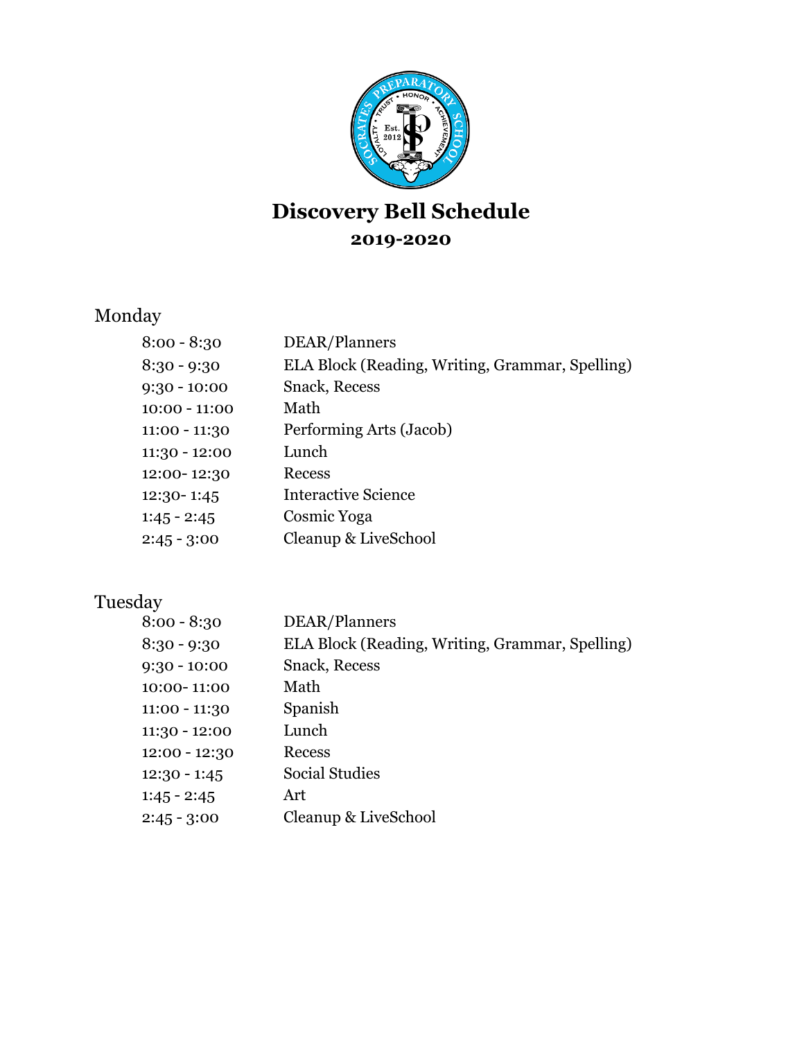# Discovery Bell Schedule

## 2019-2020

### Monday

| | |
|---|---|
| 8:00 - 8:30 | DEAR/Planners |
| 8:30 - 9:30 | ELA Block (Reading, Writing, Grammar, Spelling) |
| 9:30 - 10:00 | Snack, Recess |
| 10:00 - 11:00 | Math |
| 11:00 - 11:30 | Performing Arts (Jacob) |
| 11:30 - 12:00 | Lunch |
| 12:00- 12:30 | Recess |
| 12:30- 1:45 | Interactive Science |
| 1:45 - 2:45 | Cosmic Yoga |
| 2:45 - 3:00 | Cleanup & LiveSchool |

### Tuesday

| | |
|---|---|
| 8:00 - 8:30 | DEAR/Planners |
| 8:30 - 9:30 | ELA Block (Reading, Writing, Grammar, Spelling) |
| 9:30 - 10:00 | Snack, Recess |
| 10:00- 11:00 | Math |
| 11:00 - 11:30 | Spanish |
| 11:30 - 12:00 | Lunch |
| 12:00 - 12:30 | Recess |
| 12:30 - 1:45 | Social Studies |
| 1:45 - 2:45 | Art |
| 2:45 - 3:00 | Cleanup & LiveSchool |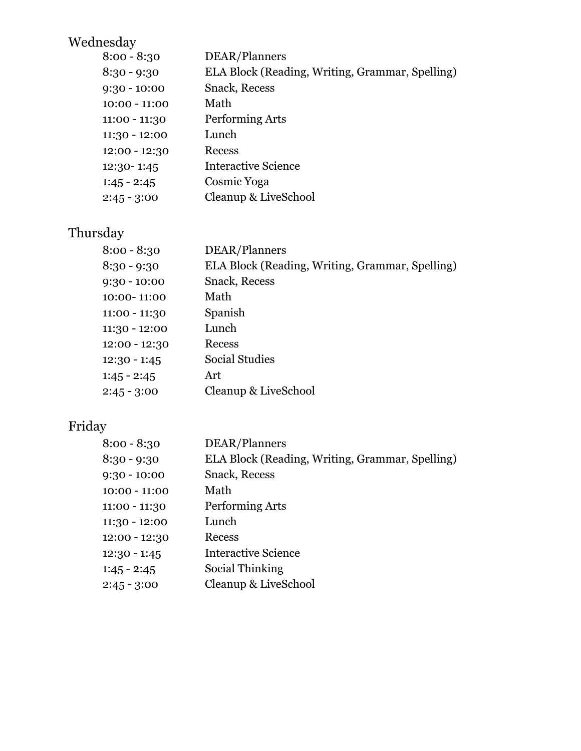## Wednesday

| | |
|---|---|
| 8:00 - 8:30 | DEAR/Planners |
| 8:30 - 9:30 | ELA Block (Reading, Writing, Grammar, Spelling) |
| 9:30 - 10:00 | Snack, Recess |
| 10:00 - 11:00 | Math |
| 11:00 - 11:30 | Performing Arts |
| 11:30 - 12:00 | Lunch |
| 12:00 - 12:30 | Recess |
| 12:30- 1:45 | Interactive Science |
| 1:45 - 2:45 | Cosmic Yoga |
| 2:45 - 3:00 | Cleanup & LiveSchool |

## Thursday

| | |
|---|---|
| 8:00 - 8:30 | DEAR/Planners |
| 8:30 - 9:30 | ELA Block (Reading, Writing, Grammar, Spelling) |
| 9:30 - 10:00 | Snack, Recess |
| 10:00- 11:00 | Math |
| 11:00 - 11:30 | Spanish |
| 11:30 - 12:00 | Lunch |
| 12:00 - 12:30 | Recess |
| 12:30 - 1:45 | Social Studies |
| 1:45 - 2:45 | Art |
| 2:45 - 3:00 | Cleanup & LiveSchool |

## Friday

| | |
|---|---|
| 8:00 - 8:30 | DEAR/Planners |
| 8:30 - 9:30 | ELA Block (Reading, Writing, Grammar, Spelling) |
| 9:30 - 10:00 | Snack, Recess |
| 10:00 - 11:00 | Math |
| 11:00 - 11:30 | Performing Arts |
| 11:30 - 12:00 | Lunch |
| 12:00 - 12:30 | Recess |
| 12:30 - 1:45 | Interactive Science |
| 1:45 - 2:45 | Social Thinking |
| 2:45 - 3:00 | Cleanup & LiveSchool |